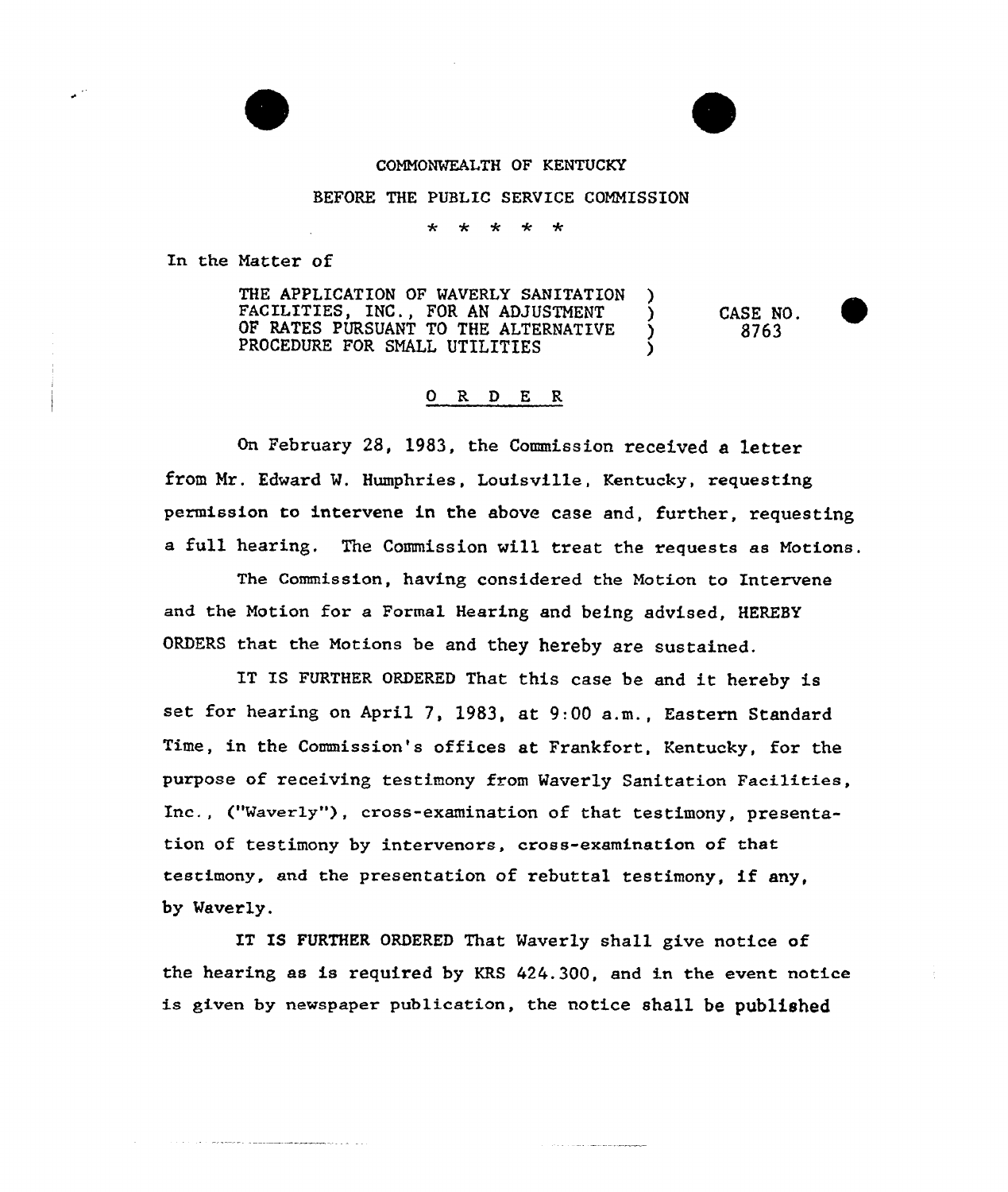COMMONWEALTH OF KENTUCKY

BEFORE THE PUBLIC SERVICE COMMISSION

\* \* \* \* \*

In the Matter of

THE APPLICATION OF WAVERLY SANITATION FACILITIES, INC., FOR AN ADJUSTMENT OF RATES PURSUANT TO THE ALTERNATIVE PROCEDURE FOR SMALL UTILITIES ) CASE NO. 8763

## O R D E R

On February 28, 1983, the Commission received a letter from Mr. Edward W. Humphries, Louisville, Kentucky, requesting permission to intervene in the above case and, further, requesting a full hearing. The Commission will treat the requests as Motions.

The Commission, having considered the Motion to Intervene and the Motion for a Formal Hearing and being advised, HEREBY ORDERS that the Motions be and they hereby are sustained.

IT IS FURTHER ORDERED That this case be and it hereby is set for hearing on April 7, 1983, at 9:00 a.m., Eastern Standard Time, in the Commission's offices at Frankfort, Kentucky, for the purpose of receiving testimony from Waverly Sanitation Facilities, Inc., ("Waverly"), cross-examination of that testimony, presentation of testimony by intervenors, cross-examination of that testimony, and the presentation of rebuttal testimony, if any, by Waverly.

IT IS FURTHER ORDERED That Waverly shall give notice of the hearing as is required by KRS 424.300, and in the event notice is given by newspaper publication, the notice shall be published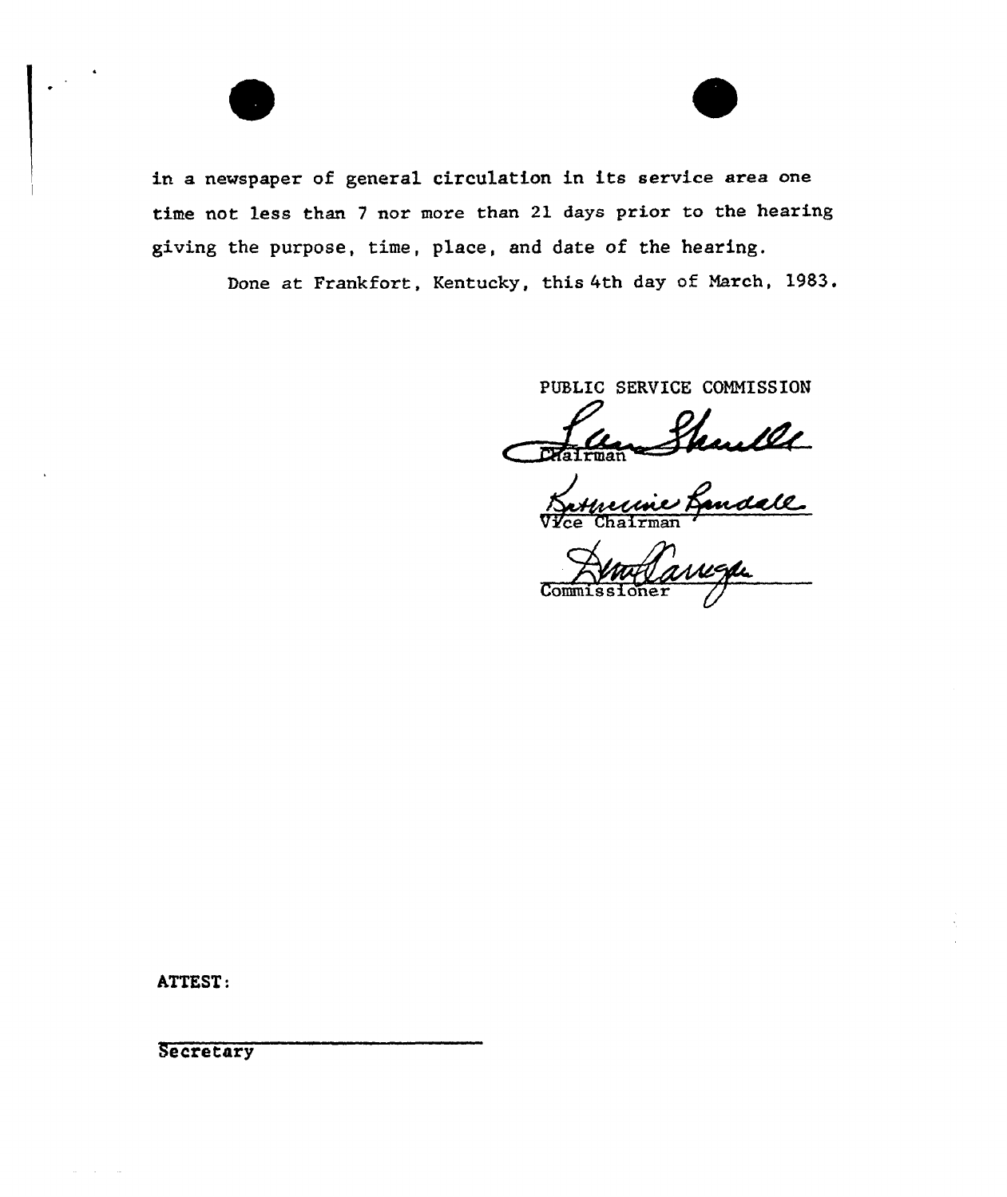in a newspaper of general circulation in its service area one time not less than 7 nor more than 21 days prior to the hearing giving the purpose, time, place, and date of the hearing.

Done at Frankfort, Kentucky, this 4th day of March, 1983.

PUBLIC SERVICE COMMISSION

Chairman

Vice Chairman

Commissioner

ATTEST:

Secretary